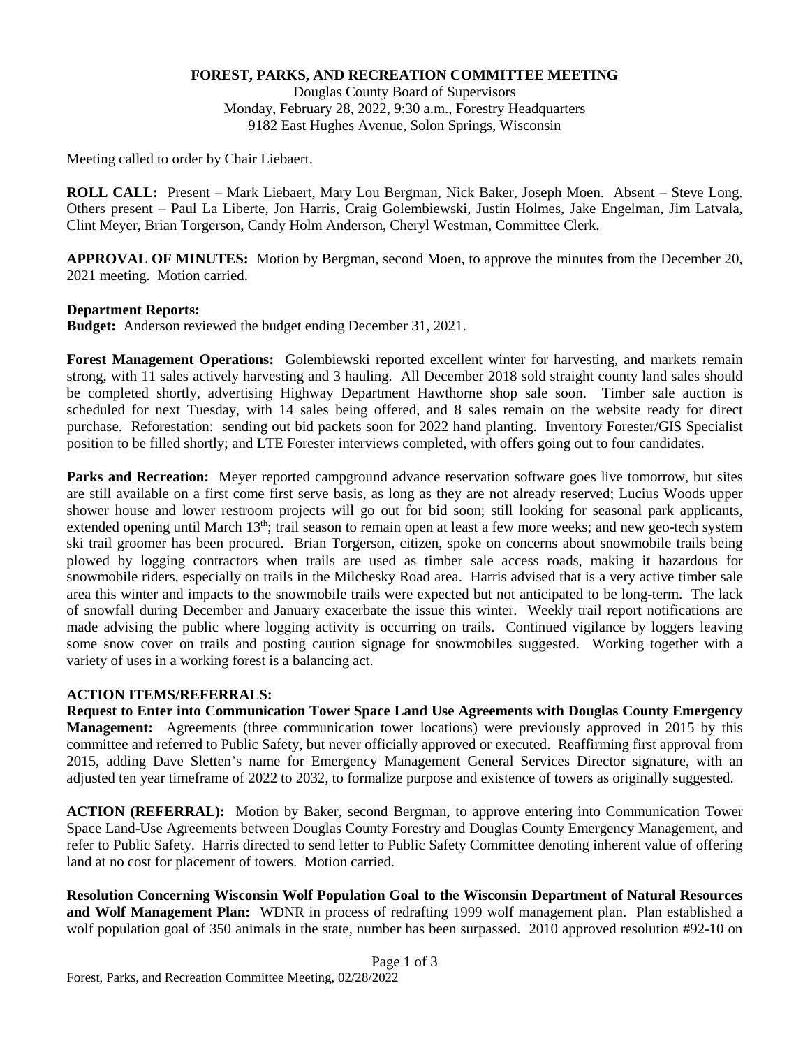**FOREST, PARKS, AND RECREATION COMMITTEE MEETING**

Douglas County Board of Supervisors
Monday, February 28, 2022, 9:30 a.m., Forestry Headquarters
9182 East Hughes Avenue, Solon Springs, Wisconsin

Meeting called to order by Chair Liebaert.

**ROLL CALL:** Present – Mark Liebaert, Mary Lou Bergman, Nick Baker, Joseph Moen. Absent – Steve Long. Others present – Paul La Liberte, Jon Harris, Craig Golembiewski, Justin Holmes, Jake Engelman, Jim Latvala, Clint Meyer, Brian Torgerson, Candy Holm Anderson, Cheryl Westman, Committee Clerk.

**APPROVAL OF MINUTES:** Motion by Bergman, second Moen, to approve the minutes from the December 20, 2021 meeting. Motion carried.

**Department Reports:**

**Budget:** Anderson reviewed the budget ending December 31, 2021.

**Forest Management Operations:** Golembiewski reported excellent winter for harvesting, and markets remain strong, with 11 sales actively harvesting and 3 hauling. All December 2018 sold straight county land sales should be completed shortly, advertising Highway Department Hawthorne shop sale soon. Timber sale auction is scheduled for next Tuesday, with 14 sales being offered, and 8 sales remain on the website ready for direct purchase. Reforestation: sending out bid packets soon for 2022 hand planting. Inventory Forester/GIS Specialist position to be filled shortly; and LTE Forester interviews completed, with offers going out to four candidates.

**Parks and Recreation:** Meyer reported campground advance reservation software goes live tomorrow, but sites are still available on a first come first serve basis, as long as they are not already reserved; Lucius Woods upper shower house and lower restroom projects will go out for bid soon; still looking for seasonal park applicants, extended opening until March 13th; trail season to remain open at least a few more weeks; and new geo-tech system ski trail groomer has been procured. Brian Torgerson, citizen, spoke on concerns about snowmobile trails being plowed by logging contractors when trails are used as timber sale access roads, making it hazardous for snowmobile riders, especially on trails in the Milchesky Road area. Harris advised that is a very active timber sale area this winter and impacts to the snowmobile trails were expected but not anticipated to be long-term. The lack of snowfall during December and January exacerbate the issue this winter. Weekly trail report notifications are made advising the public where logging activity is occurring on trails. Continued vigilance by loggers leaving some snow cover on trails and posting caution signage for snowmobiles suggested. Working together with a variety of uses in a working forest is a balancing act.

**ACTION ITEMS/REFERRALS:**

**Request to Enter into Communication Tower Space Land Use Agreements with Douglas County Emergency Management:** Agreements (three communication tower locations) were previously approved in 2015 by this committee and referred to Public Safety, but never officially approved or executed. Reaffirming first approval from 2015, adding Dave Sletten's name for Emergency Management General Services Director signature, with an adjusted ten year timeframe of 2022 to 2032, to formalize purpose and existence of towers as originally suggested.

**ACTION (REFERRAL):** Motion by Baker, second Bergman, to approve entering into Communication Tower Space Land-Use Agreements between Douglas County Forestry and Douglas County Emergency Management, and refer to Public Safety. Harris directed to send letter to Public Safety Committee denoting inherent value of offering land at no cost for placement of towers. Motion carried.

**Resolution Concerning Wisconsin Wolf Population Goal to the Wisconsin Department of Natural Resources and Wolf Management Plan:** WDNR in process of redrafting 1999 wolf management plan. Plan established a wolf population goal of 350 animals in the state, number has been surpassed. 2010 approved resolution #92-10 on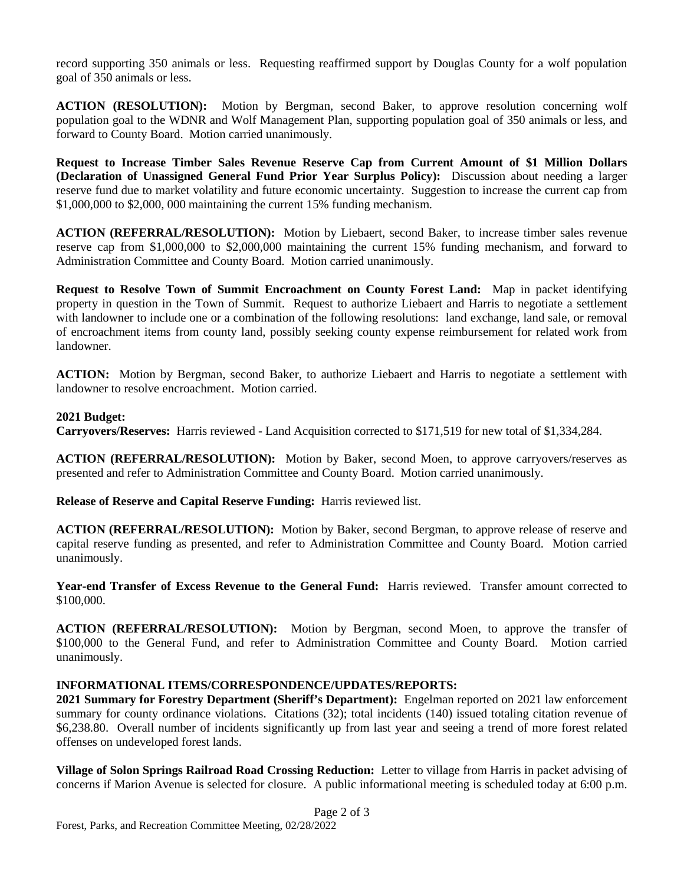record supporting 350 animals or less. Requesting reaffirmed support by Douglas County for a wolf population goal of 350 animals or less.

**ACTION (RESOLUTION):** Motion by Bergman, second Baker, to approve resolution concerning wolf population goal to the WDNR and Wolf Management Plan, supporting population goal of 350 animals or less, and forward to County Board. Motion carried unanimously.

**Request to Increase Timber Sales Revenue Reserve Cap from Current Amount of $1 Million Dollars (Declaration of Unassigned General Fund Prior Year Surplus Policy):** Discussion about needing a larger reserve fund due to market volatility and future economic uncertainty. Suggestion to increase the current cap from $1,000,000 to $2,000, 000 maintaining the current 15% funding mechanism.

**ACTION (REFERRAL/RESOLUTION):** Motion by Liebaert, second Baker, to increase timber sales revenue reserve cap from $1,000,000 to $2,000,000 maintaining the current 15% funding mechanism, and forward to Administration Committee and County Board. Motion carried unanimously.

**Request to Resolve Town of Summit Encroachment on County Forest Land:** Map in packet identifying property in question in the Town of Summit. Request to authorize Liebaert and Harris to negotiate a settlement with landowner to include one or a combination of the following resolutions: land exchange, land sale, or removal of encroachment items from county land, possibly seeking county expense reimbursement for related work from landowner.

**ACTION:** Motion by Bergman, second Baker, to authorize Liebaert and Harris to negotiate a settlement with landowner to resolve encroachment. Motion carried.

**2021 Budget:**

**Carryovers/Reserves:** Harris reviewed - Land Acquisition corrected to $171,519 for new total of $1,334,284.

**ACTION (REFERRAL/RESOLUTION):** Motion by Baker, second Moen, to approve carryovers/reserves as presented and refer to Administration Committee and County Board. Motion carried unanimously.

**Release of Reserve and Capital Reserve Funding:** Harris reviewed list.

**ACTION (REFERRAL/RESOLUTION):** Motion by Baker, second Bergman, to approve release of reserve and capital reserve funding as presented, and refer to Administration Committee and County Board. Motion carried unanimously.

**Year-end Transfer of Excess Revenue to the General Fund:** Harris reviewed. Transfer amount corrected to $100,000.

**ACTION (REFERRAL/RESOLUTION):** Motion by Bergman, second Moen, to approve the transfer of $100,000 to the General Fund, and refer to Administration Committee and County Board. Motion carried unanimously.

**INFORMATIONAL ITEMS/CORRESPONDENCE/UPDATES/REPORTS:**

**2021 Summary for Forestry Department (Sheriff's Department):** Engelman reported on 2021 law enforcement summary for county ordinance violations. Citations (32); total incidents (140) issued totaling citation revenue of $6,238.80. Overall number of incidents significantly up from last year and seeing a trend of more forest related offenses on undeveloped forest lands.

**Village of Solon Springs Railroad Road Crossing Reduction:** Letter to village from Harris in packet advising of concerns if Marion Avenue is selected for closure. A public informational meeting is scheduled today at 6:00 p.m.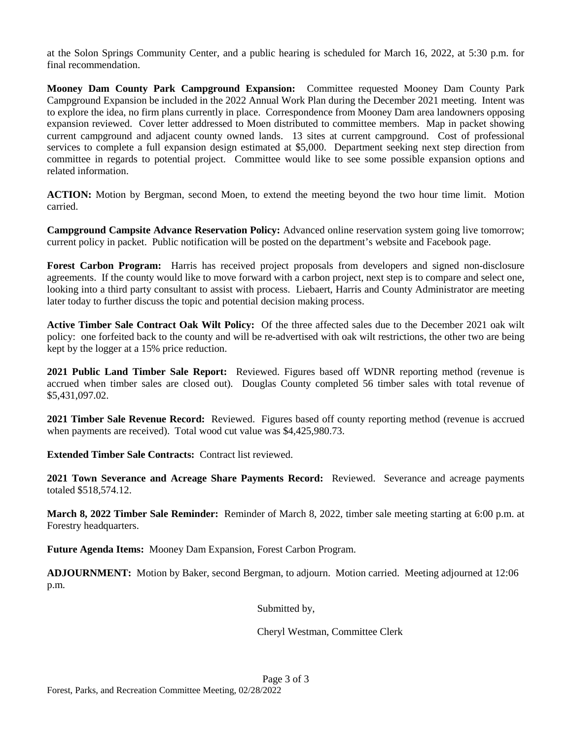at the Solon Springs Community Center, and a public hearing is scheduled for March 16, 2022, at 5:30 p.m. for final recommendation.

**Mooney Dam County Park Campground Expansion:** Committee requested Mooney Dam County Park Campground Expansion be included in the 2022 Annual Work Plan during the December 2021 meeting. Intent was to explore the idea, no firm plans currently in place. Correspondence from Mooney Dam area landowners opposing expansion reviewed. Cover letter addressed to Moen distributed to committee members. Map in packet showing current campground and adjacent county owned lands. 13 sites at current campground. Cost of professional services to complete a full expansion design estimated at $5,000. Department seeking next step direction from committee in regards to potential project. Committee would like to see some possible expansion options and related information.

**ACTION:** Motion by Bergman, second Moen, to extend the meeting beyond the two hour time limit. Motion carried.

**Campground Campsite Advance Reservation Policy:** Advanced online reservation system going live tomorrow; current policy in packet. Public notification will be posted on the department's website and Facebook page.

**Forest Carbon Program:** Harris has received project proposals from developers and signed non-disclosure agreements. If the county would like to move forward with a carbon project, next step is to compare and select one, looking into a third party consultant to assist with process. Liebaert, Harris and County Administrator are meeting later today to further discuss the topic and potential decision making process.

**Active Timber Sale Contract Oak Wilt Policy:** Of the three affected sales due to the December 2021 oak wilt policy: one forfeited back to the county and will be re-advertised with oak wilt restrictions, the other two are being kept by the logger at a 15% price reduction.

**2021 Public Land Timber Sale Report:** Reviewed. Figures based off WDNR reporting method (revenue is accrued when timber sales are closed out). Douglas County completed 56 timber sales with total revenue of $5,431,097.02.

**2021 Timber Sale Revenue Record:** Reviewed. Figures based off county reporting method (revenue is accrued when payments are received). Total wood cut value was $4,425,980.73.

**Extended Timber Sale Contracts:** Contract list reviewed.

**2021 Town Severance and Acreage Share Payments Record:** Reviewed. Severance and acreage payments totaled $518,574.12.

**March 8, 2022 Timber Sale Reminder:** Reminder of March 8, 2022, timber sale meeting starting at 6:00 p.m. at Forestry headquarters.

**Future Agenda Items:** Mooney Dam Expansion, Forest Carbon Program.

**ADJOURNMENT:** Motion by Baker, second Bergman, to adjourn. Motion carried. Meeting adjourned at 12:06 p.m.

Submitted by,

Cheryl Westman, Committee Clerk